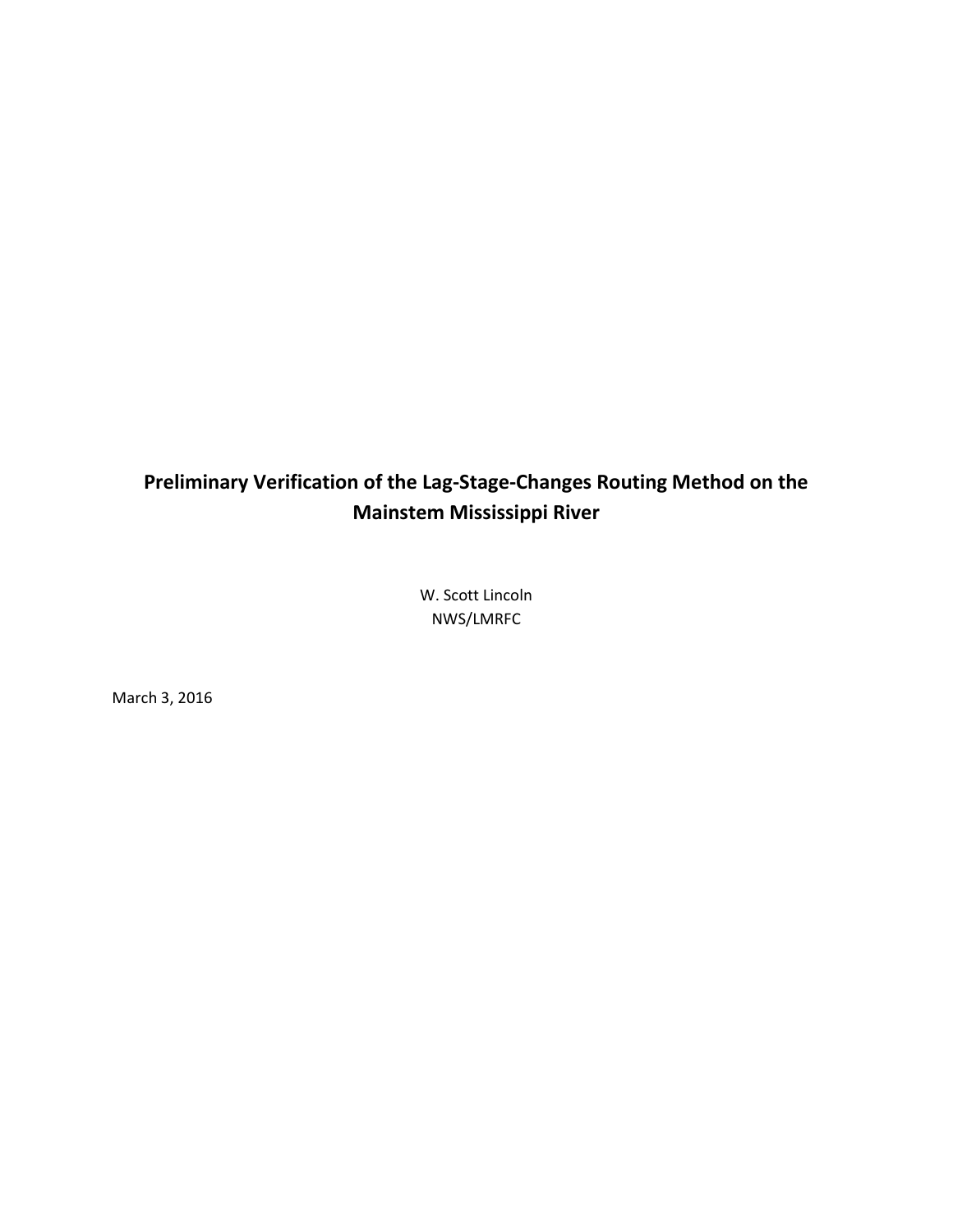# Preliminary Verification of the Lag-Stage-Changes Routing Method on the Mainstem Mississippi River

W. Scott Lincoln
NWS/LMRFC

March 3, 2016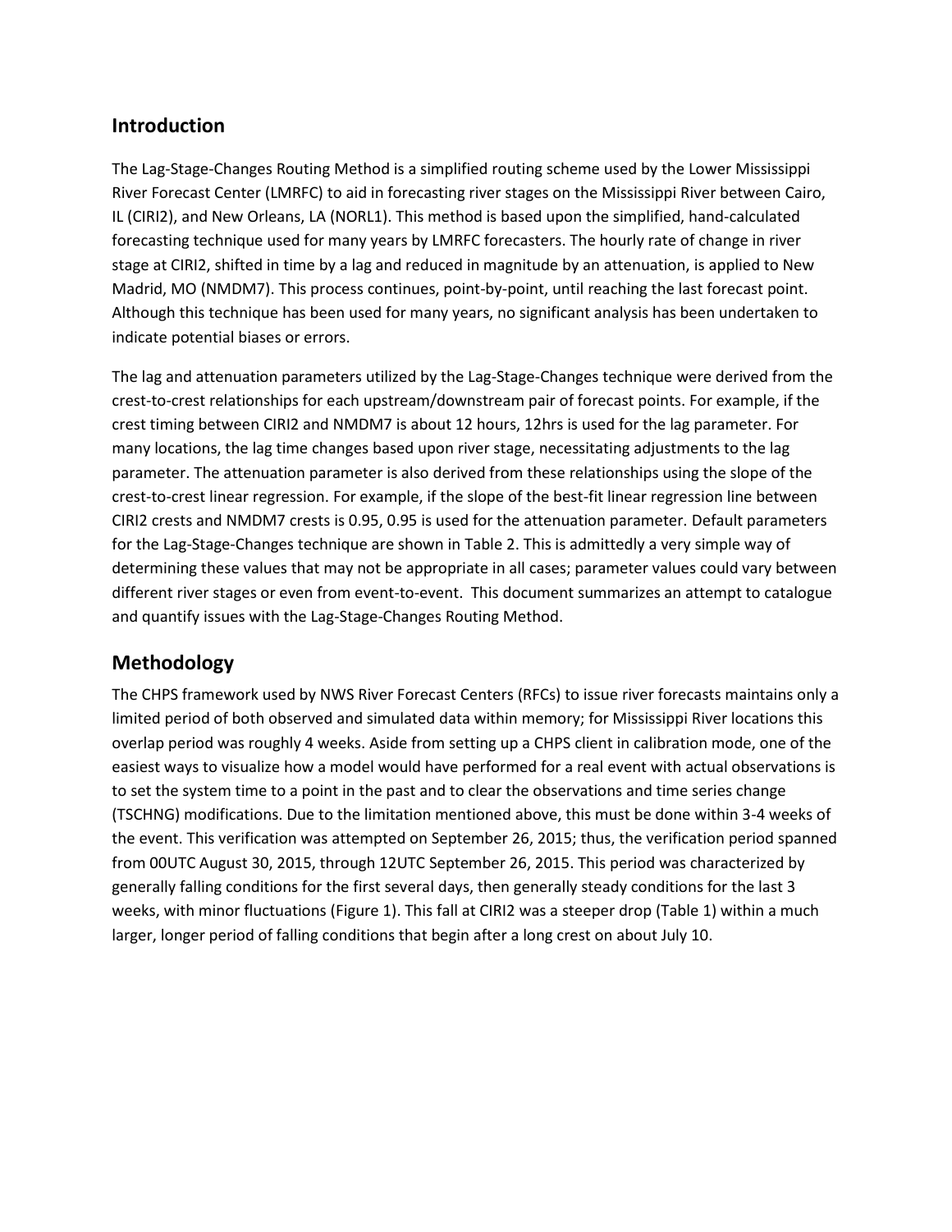## Introduction

The Lag-Stage-Changes Routing Method is a simplified routing scheme used by the Lower Mississippi River Forecast Center (LMRFC) to aid in forecasting river stages on the Mississippi River between Cairo, IL (CIRI2), and New Orleans, LA (NORL1). This method is based upon the simplified, hand-calculated forecasting technique used for many years by LMRFC forecasters. The hourly rate of change in river stage at CIRI2, shifted in time by a lag and reduced in magnitude by an attenuation, is applied to New Madrid, MO (NMDM7). This process continues, point-by-point, until reaching the last forecast point. Although this technique has been used for many years, no significant analysis has been undertaken to indicate potential biases or errors.

The lag and attenuation parameters utilized by the Lag-Stage-Changes technique were derived from the crest-to-crest relationships for each upstream/downstream pair of forecast points. For example, if the crest timing between CIRI2 and NMDM7 is about 12 hours, 12hrs is used for the lag parameter. For many locations, the lag time changes based upon river stage, necessitating adjustments to the lag parameter. The attenuation parameter is also derived from these relationships using the slope of the crest-to-crest linear regression. For example, if the slope of the best-fit linear regression line between CIRI2 crests and NMDM7 crests is 0.95, 0.95 is used for the attenuation parameter. Default parameters for the Lag-Stage-Changes technique are shown in Table 2. This is admittedly a very simple way of determining these values that may not be appropriate in all cases; parameter values could vary between different river stages or even from event-to-event. This document summarizes an attempt to catalogue and quantify issues with the Lag-Stage-Changes Routing Method.

## Methodology

The CHPS framework used by NWS River Forecast Centers (RFCs) to issue river forecasts maintains only a limited period of both observed and simulated data within memory; for Mississippi River locations this overlap period was roughly 4 weeks. Aside from setting up a CHPS client in calibration mode, one of the easiest ways to visualize how a model would have performed for a real event with actual observations is to set the system time to a point in the past and to clear the observations and time series change (TSCHNG) modifications. Due to the limitation mentioned above, this must be done within 3-4 weeks of the event. This verification was attempted on September 26, 2015; thus, the verification period spanned from 00UTC August 30, 2015, through 12UTC September 26, 2015. This period was characterized by generally falling conditions for the first several days, then generally steady conditions for the last 3 weeks, with minor fluctuations (Figure 1). This fall at CIRI2 was a steeper drop (Table 1) within a much larger, longer period of falling conditions that begin after a long crest on about July 10.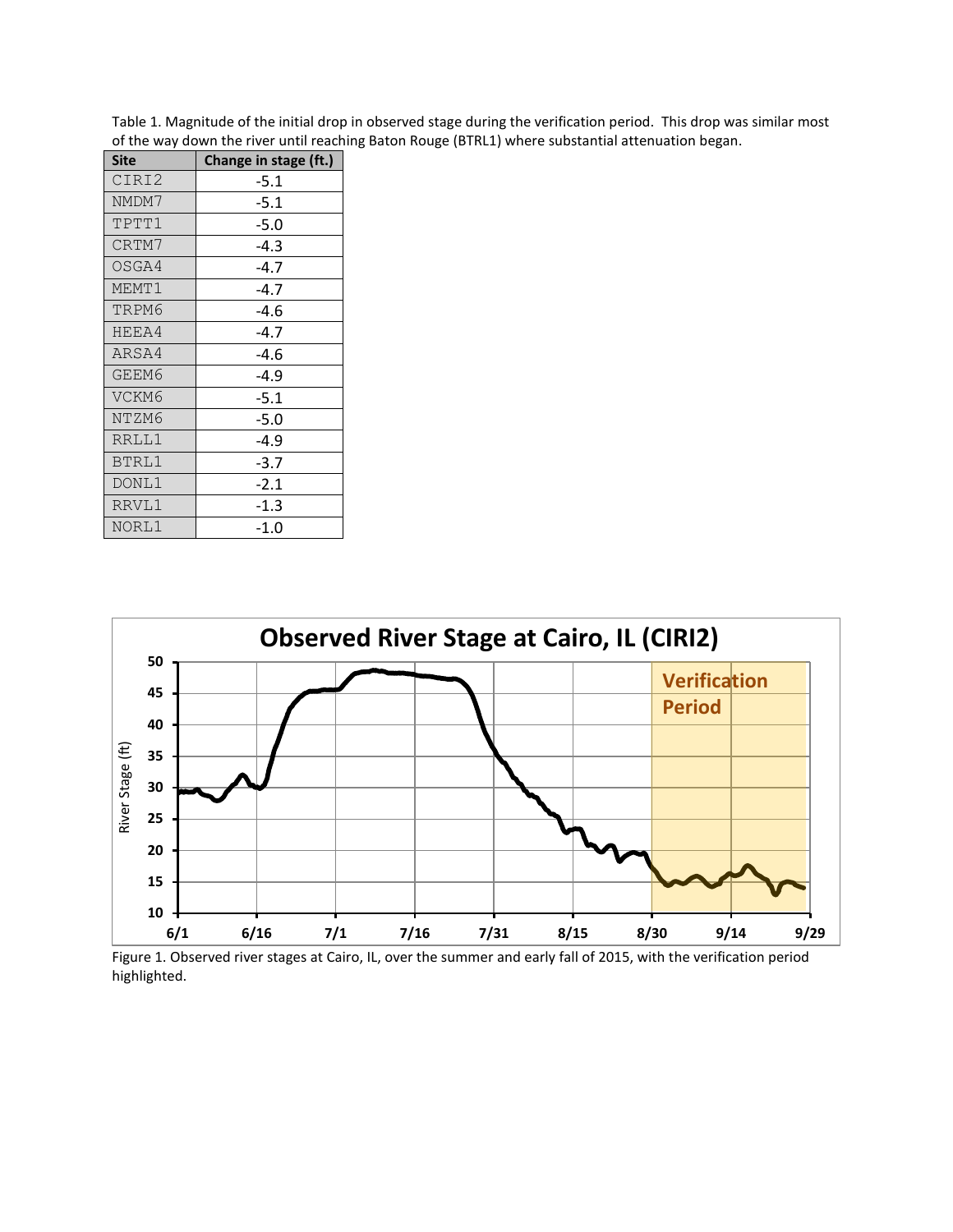Table 1. Magnitude of the initial drop in observed stage during the verification period. This drop was similar most of the way down the river until reaching Baton Rouge (BTRL1) where substantial attenuation began.

| Site | Change in stage (ft.) |
|---|---|
| CIRI2 | -5.1 |
| NMDM7 | -5.1 |
| TPTT1 | -5.0 |
| CRTM7 | -4.3 |
| OSGA4 | -4.7 |
| MEMT1 | -4.7 |
| TRPM6 | -4.6 |
| HEEA4 | -4.7 |
| ARSA4 | -4.6 |
| GEEM6 | -4.9 |
| VCKM6 | -5.1 |
| NTZM6 | -5.0 |
| RRLL1 | -4.9 |
| BTRL1 | -3.7 |
| DONL1 | -2.1 |
| RRVL1 | -1.3 |
| NORL1 | -1.0 |

Figure 1. Observed river stages at Cairo, IL, over the summer and early fall of 2015, with the verification period highlighted.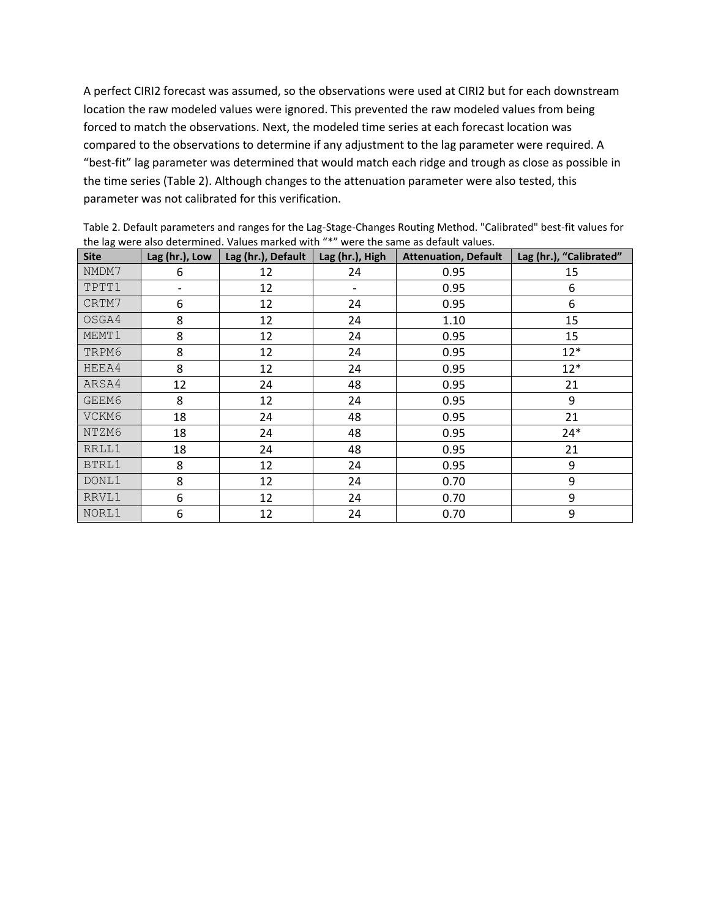A perfect CIRI2 forecast was assumed, so the observations were used at CIRI2 but for each downstream location the raw modeled values were ignored. This prevented the raw modeled values from being forced to match the observations. Next, the modeled time series at each forecast location was compared to the observations to determine if any adjustment to the lag parameter were required. A "best-fit" lag parameter was determined that would match each ridge and trough as close as possible in the time series (Table 2). Although changes to the attenuation parameter were also tested, this parameter was not calibrated for this verification.

Table 2. Default parameters and ranges for the Lag-Stage-Changes Routing Method. "Calibrated" best-fit values for the lag were also determined. Values marked with "*" were the same as default values.

| Site | Lag (hr.), Low | Lag (hr.), Default | Lag (hr.), High | Attenuation, Default | Lag (hr.), "Calibrated" |
|---|---|---|---|---|---|
| NMDM7 | 6 | 12 | 24 | 0.95 | 15 |
| TPTT1 | - | 12 | - | 0.95 | 6 |
| CRTM7 | 6 | 12 | 24 | 0.95 | 6 |
| OSGA4 | 8 | 12 | 24 | 1.10 | 15 |
| MEMT1 | 8 | 12 | 24 | 0.95 | 15 |
| TRPM6 | 8 | 12 | 24 | 0.95 | 12* |
| HEEA4 | 8 | 12 | 24 | 0.95 | 12* |
| ARSA4 | 12 | 24 | 48 | 0.95 | 21 |
| GEEM6 | 8 | 12 | 24 | 0.95 | 9 |
| VCKM6 | 18 | 24 | 48 | 0.95 | 21 |
| NTZM6 | 18 | 24 | 48 | 0.95 | 24* |
| RRLL1 | 18 | 24 | 48 | 0.95 | 21 |
| BTRL1 | 8 | 12 | 24 | 0.95 | 9 |
| DONL1 | 8 | 12 | 24 | 0.70 | 9 |
| RRVL1 | 6 | 12 | 24 | 0.70 | 9 |
| NORL1 | 6 | 12 | 24 | 0.70 | 9 |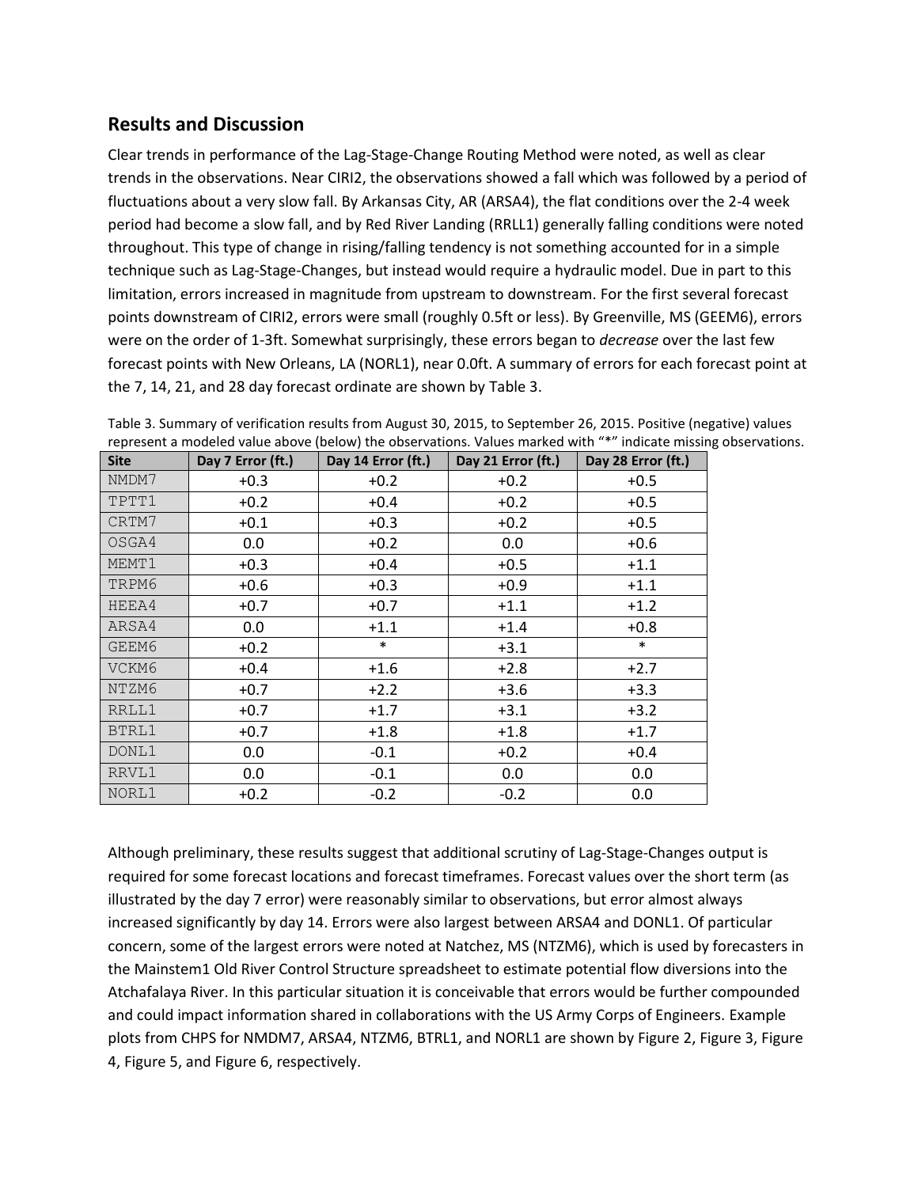## Results and Discussion

Clear trends in performance of the Lag-Stage-Change Routing Method were noted, as well as clear trends in the observations. Near CIRI2, the observations showed a fall which was followed by a period of fluctuations about a very slow fall. By Arkansas City, AR (ARSA4), the flat conditions over the 2-4 week period had become a slow fall, and by Red River Landing (RRLL1) generally falling conditions were noted throughout. This type of change in rising/falling tendency is not something accounted for in a simple technique such as Lag-Stage-Changes, but instead would require a hydraulic model. Due in part to this limitation, errors increased in magnitude from upstream to downstream. For the first several forecast points downstream of CIRI2, errors were small (roughly 0.5ft or less). By Greenville, MS (GEEM6), errors were on the order of 1-3ft. Somewhat surprisingly, these errors began to *decrease* over the last few forecast points with New Orleans, LA (NORL1), near 0.0ft. A summary of errors for each forecast point at the 7, 14, 21, and 28 day forecast ordinate are shown by Table 3.

Table 3. Summary of verification results from August 30, 2015, to September 26, 2015. Positive (negative) values represent a modeled value above (below) the observations. Values marked with "*" indicate missing observations.

| Site | Day 7 Error (ft.) | Day 14 Error (ft.) | Day 21 Error (ft.) | Day 28 Error (ft.) |
|---|---|---|---|---|
| NMDM7 | +0.3 | +0.2 | +0.2 | +0.5 |
| TPTT1 | +0.2 | +0.4 | +0.2 | +0.5 |
| CRTM7 | +0.1 | +0.3 | +0.2 | +0.5 |
| OSGA4 | 0.0 | +0.2 | 0.0 | +0.6 |
| MEMT1 | +0.3 | +0.4 | +0.5 | +1.1 |
| TRPM6 | +0.6 | +0.3 | +0.9 | +1.1 |
| HEEA4 | +0.7 | +0.7 | +1.1 | +1.2 |
| ARSA4 | 0.0 | +1.1 | +1.4 | +0.8 |
| GEEM6 | +0.2 | * | +3.1 | * |
| VCKM6 | +0.4 | +1.6 | +2.8 | +2.7 |
| NTZM6 | +0.7 | +2.2 | +3.6 | +3.3 |
| RRLL1 | +0.7 | +1.7 | +3.1 | +3.2 |
| BTRL1 | +0.7 | +1.8 | +1.8 | +1.7 |
| DONL1 | 0.0 | -0.1 | +0.2 | +0.4 |
| RRVL1 | 0.0 | -0.1 | 0.0 | 0.0 |
| NORL1 | +0.2 | -0.2 | -0.2 | 0.0 |

Although preliminary, these results suggest that additional scrutiny of Lag-Stage-Changes output is required for some forecast locations and forecast timeframes. Forecast values over the short term (as illustrated by the day 7 error) were reasonably similar to observations, but error almost always increased significantly by day 14. Errors were also largest between ARSA4 and DONL1. Of particular concern, some of the largest errors were noted at Natchez, MS (NTZM6), which is used by forecasters in the Mainstem1 Old River Control Structure spreadsheet to estimate potential flow diversions into the Atchafalaya River. In this particular situation it is conceivable that errors would be further compounded and could impact information shared in collaborations with the US Army Corps of Engineers. Example plots from CHPS for NMDM7, ARSA4, NTZM6, BTRL1, and NORL1 are shown by Figure 2, Figure 3, Figure 4, Figure 5, and Figure 6, respectively.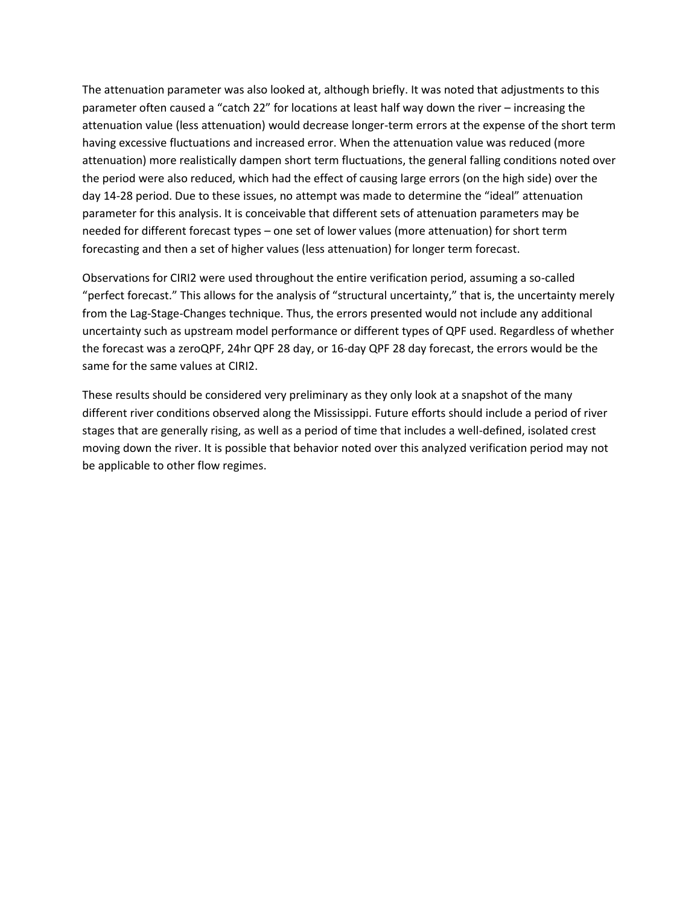The attenuation parameter was also looked at, although briefly. It was noted that adjustments to this parameter often caused a "catch 22" for locations at least half way down the river – increasing the attenuation value (less attenuation) would decrease longer-term errors at the expense of the short term having excessive fluctuations and increased error. When the attenuation value was reduced (more attenuation) more realistically dampen short term fluctuations, the general falling conditions noted over the period were also reduced, which had the effect of causing large errors (on the high side) over the day 14-28 period. Due to these issues, no attempt was made to determine the "ideal" attenuation parameter for this analysis. It is conceivable that different sets of attenuation parameters may be needed for different forecast types – one set of lower values (more attenuation) for short term forecasting and then a set of higher values (less attenuation) for longer term forecast.

Observations for CIRI2 were used throughout the entire verification period, assuming a so-called "perfect forecast." This allows for the analysis of "structural uncertainty," that is, the uncertainty merely from the Lag-Stage-Changes technique. Thus, the errors presented would not include any additional uncertainty such as upstream model performance or different types of QPF used. Regardless of whether the forecast was a zeroQPF, 24hr QPF 28 day, or 16-day QPF 28 day forecast, the errors would be the same for the same values at CIRI2.

These results should be considered very preliminary as they only look at a snapshot of the many different river conditions observed along the Mississippi. Future efforts should include a period of river stages that are generally rising, as well as a period of time that includes a well-defined, isolated crest moving down the river. It is possible that behavior noted over this analyzed verification period may not be applicable to other flow regimes.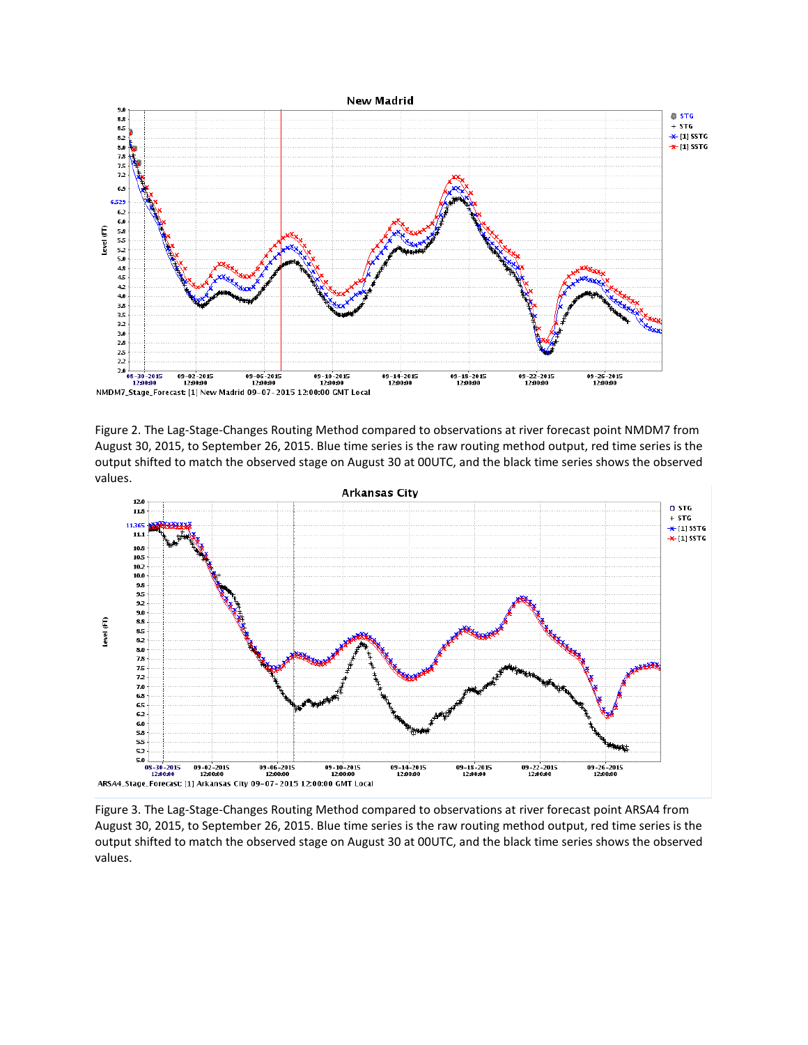Figure 2. The Lag-Stage-Changes Routing Method compared to observations at river forecast point NMDM7 from August 30, 2015, to September 26, 2015. Blue time series is the raw routing method output, red time series is the output shifted to match the observed stage on August 30 at 00UTC, and the black time series shows the observed values.

Figure 3. The Lag-Stage-Changes Routing Method compared to observations at river forecast point ARSA4 from August 30, 2015, to September 26, 2015. Blue time series is the raw routing method output, red time series is the output shifted to match the observed stage on August 30 at 00UTC, and the black time series shows the observed values.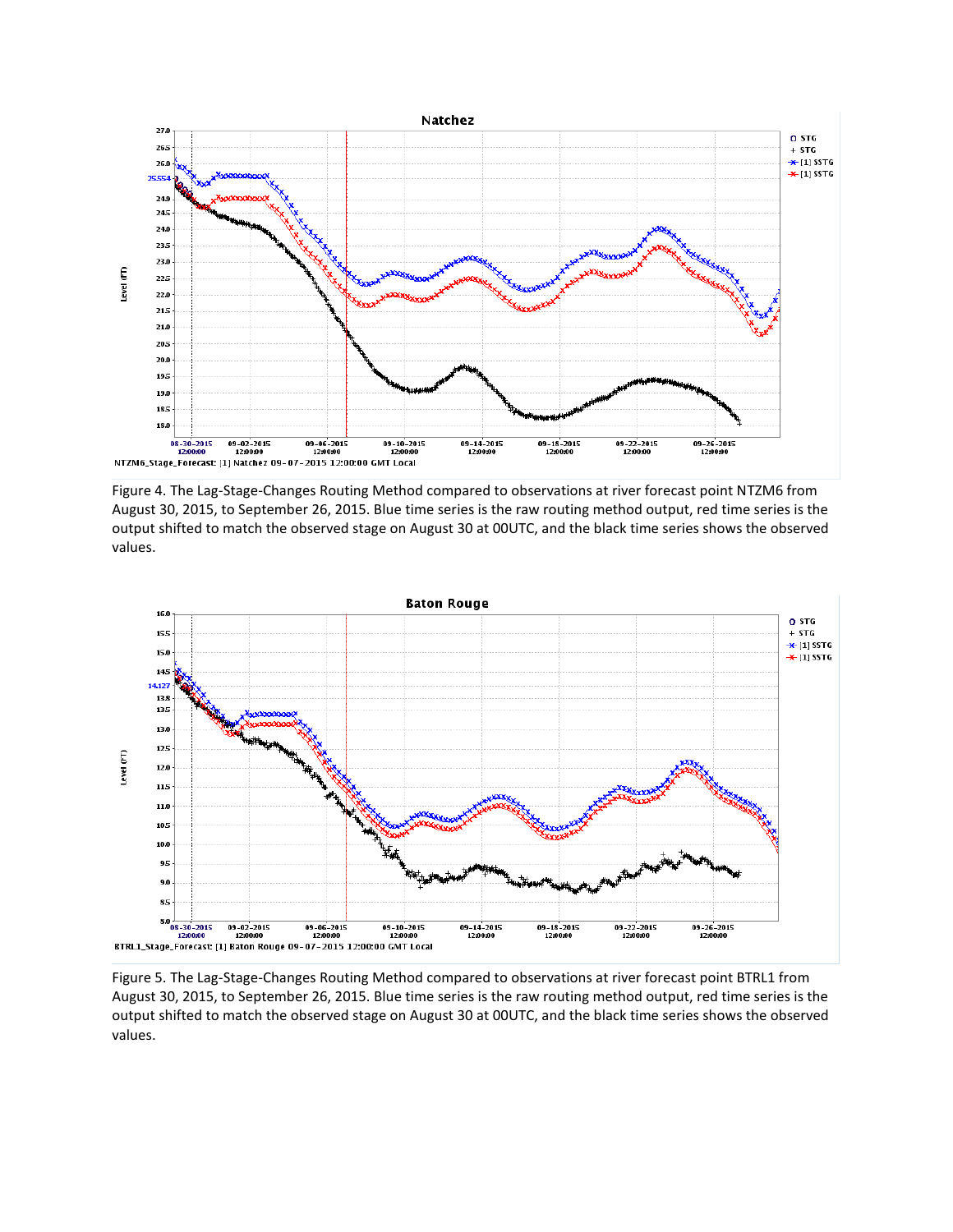Figure 4. The Lag-Stage-Changes Routing Method compared to observations at river forecast point NTZM6 from August 30, 2015, to September 26, 2015. Blue time series is the raw routing method output, red time series is the output shifted to match the observed stage on August 30 at 00UTC, and the black time series shows the observed values.

Figure 5. The Lag-Stage-Changes Routing Method compared to observations at river forecast point BTRL1 from August 30, 2015, to September 26, 2015. Blue time series is the raw routing method output, red time series is the output shifted to match the observed stage on August 30 at 00UTC, and the black time series shows the observed values.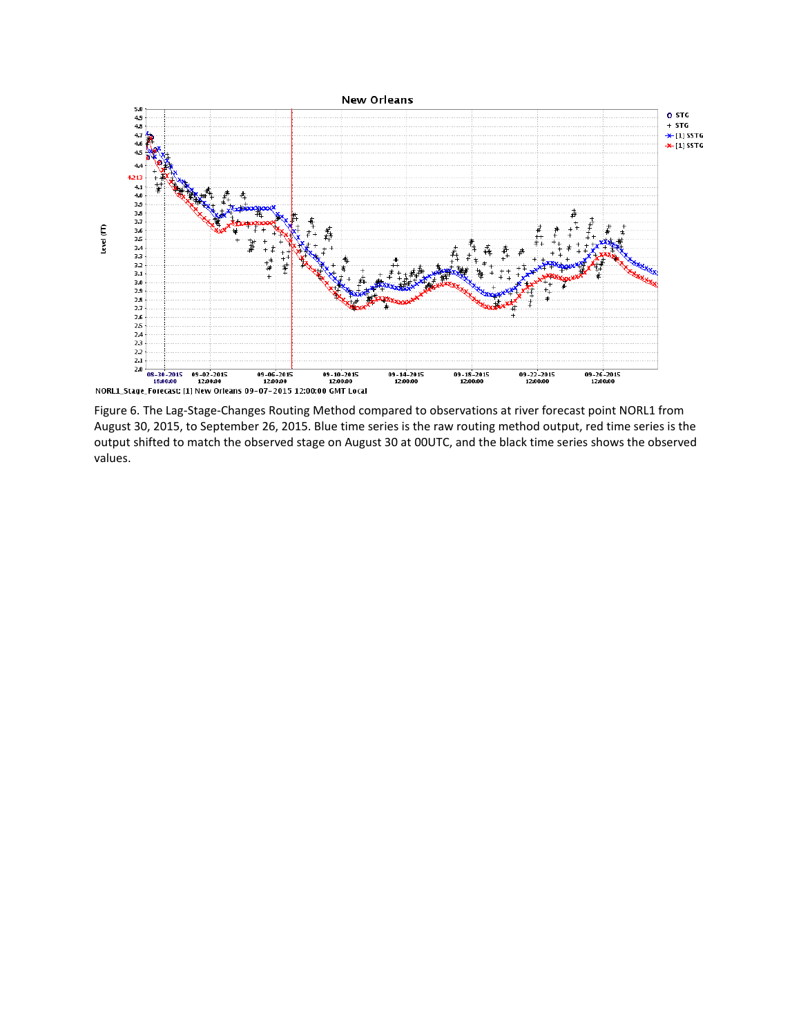Figure 6. The Lag-Stage-Changes Routing Method compared to observations at river forecast point NORL1 from August 30, 2015, to September 26, 2015. Blue time series is the raw routing method output, red time series is the output shifted to match the observed stage on August 30 at 00UTC, and the black time series shows the observed values.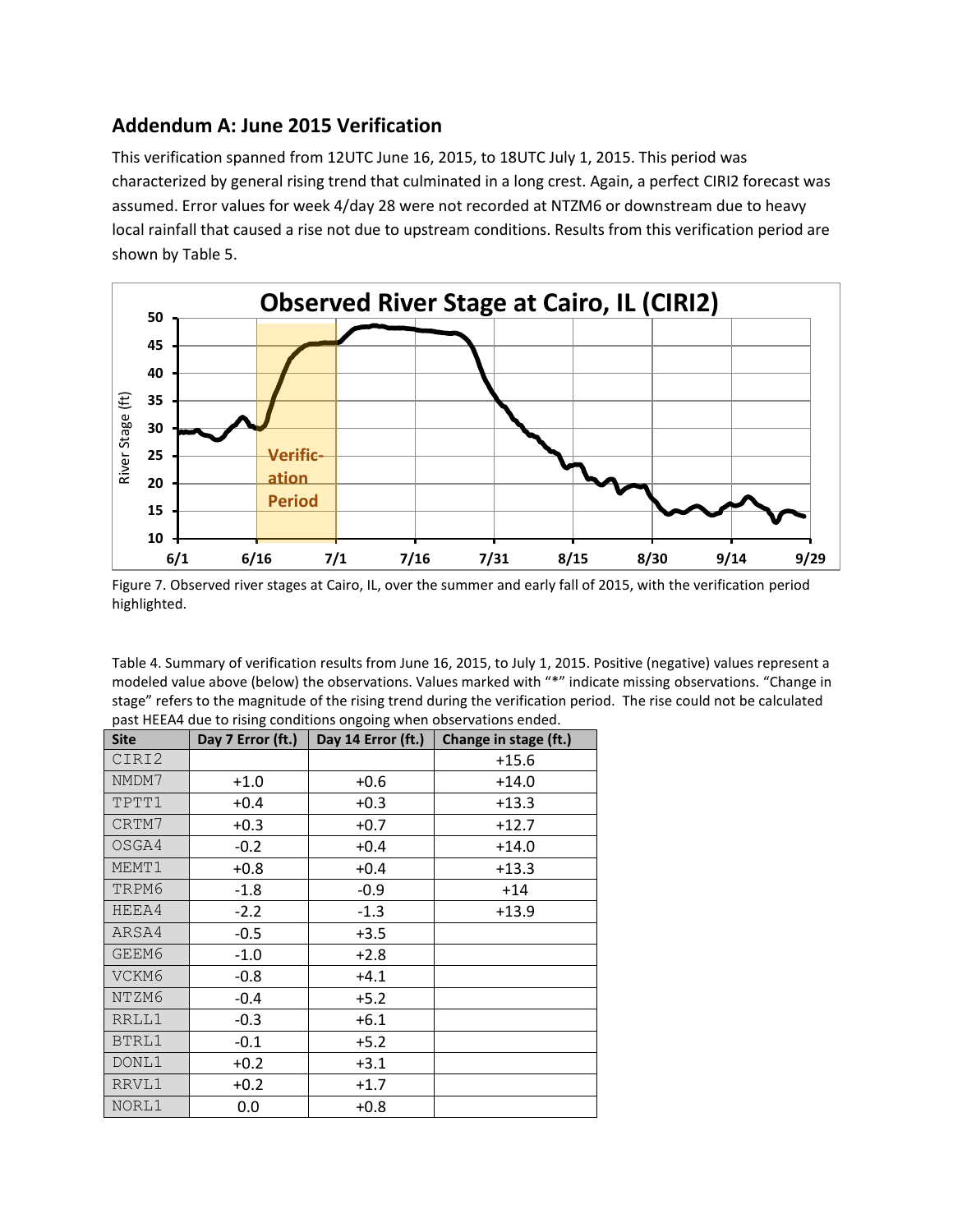## Addendum A: June 2015 Verification

This verification spanned from 12UTC June 16, 2015, to 18UTC July 1, 2015. This period was characterized by general rising trend that culminated in a long crest. Again, a perfect CIRI2 forecast was assumed. Error values for week 4/day 28 were not recorded at NTZM6 or downstream due to heavy local rainfall that caused a rise not due to upstream conditions. Results from this verification period are shown by Table 5.

Figure 7. Observed river stages at Cairo, IL, over the summer and early fall of 2015, with the verification period highlighted.

Table 4. Summary of verification results from June 16, 2015, to July 1, 2015. Positive (negative) values represent a modeled value above (below) the observations. Values marked with "*" indicate missing observations. "Change in stage" refers to the magnitude of the rising trend during the verification period. The rise could not be calculated past HEEA4 due to rising conditions ongoing when observations ended.

| Site | Day 7 Error (ft.) | Day 14 Error (ft.) | Change in stage (ft.) |
|---|---|---|---|
| CIRI2 | | | +15.6 |
| NMDM7 | +1.0 | +0.6 | +14.0 |
| TPTT1 | +0.4 | +0.3 | +13.3 |
| CRTM7 | +0.3 | +0.7 | +12.7 |
| OSGA4 | -0.2 | +0.4 | +14.0 |
| MEMT1 | +0.8 | +0.4 | +13.3 |
| TRPM6 | -1.8 | -0.9 | +14 |
| HEEA4 | -2.2 | -1.3 | +13.9 |
| ARSA4 | -0.5 | +3.5 | |
| GEEM6 | -1.0 | +2.8 | |
| VCKM6 | -0.8 | +4.1 | |
| NTZM6 | -0.4 | +5.2 | |
| RRLL1 | -0.3 | +6.1 | |
| BTRL1 | -0.1 | +5.2 | |
| DONL1 | +0.2 | +3.1 | |
| RRVL1 | +0.2 | +1.7 | |
| NORL1 | 0.0 | +0.8 | |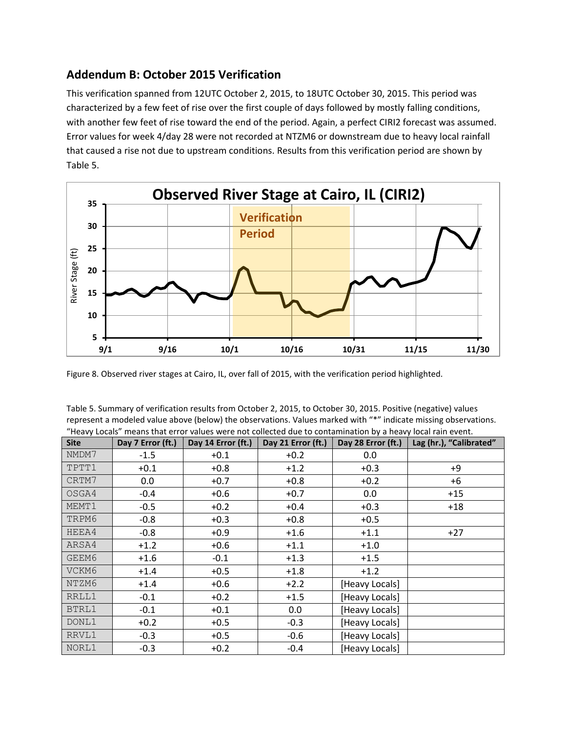## Addendum B: October 2015 Verification

This verification spanned from 12UTC October 2, 2015, to 18UTC October 30, 2015. This period was characterized by a few feet of rise over the first couple of days followed by mostly falling conditions, with another few feet of rise toward the end of the period. Again, a perfect CIRI2 forecast was assumed. Error values for week 4/day 28 were not recorded at NTZM6 or downstream due to heavy local rainfall that caused a rise not due to upstream conditions. Results from this verification period are shown by Table 5.

Figure 8. Observed river stages at Cairo, IL, over fall of 2015, with the verification period highlighted.

Table 5. Summary of verification results from October 2, 2015, to October 30, 2015. Positive (negative) values represent a modeled value above (below) the observations. Values marked with "*" indicate missing observations. "Heavy Locals" means that error values were not collected due to contamination by a heavy local rain event.

| Site | Day 7 Error (ft.) | Day 14 Error (ft.) | Day 21 Error (ft.) | Day 28 Error (ft.) | Lag (hr.), "Calibrated" |
|---|---|---|---|---|---|
| NMDM7 | -1.5 | +0.1 | +0.2 | 0.0 | |
| TPTT1 | +0.1 | +0.8 | +1.2 | +0.3 | +9 |
| CRTM7 | 0.0 | +0.7 | +0.8 | +0.2 | +6 |
| OSGA4 | -0.4 | +0.6 | +0.7 | 0.0 | +15 |
| MEMT1 | -0.5 | +0.2 | +0.4 | +0.3 | +18 |
| TRPM6 | -0.8 | +0.3 | +0.8 | +0.5 | |
| HEEA4 | -0.8 | +0.9 | +1.6 | +1.1 | +27 |
| ARSA4 | +1.2 | +0.6 | +1.1 | +1.0 | |
| GEEM6 | +1.6 | -0.1 | +1.3 | +1.5 | |
| VCKM6 | +1.4 | +0.5 | +1.8 | +1.2 | |
| NTZM6 | +1.4 | +0.6 | +2.2 | [Heavy Locals] | |
| RRLL1 | -0.1 | +0.2 | +1.5 | [Heavy Locals] | |
| BTRL1 | -0.1 | +0.1 | 0.0 | [Heavy Locals] | |
| DONL1 | +0.2 | +0.5 | -0.3 | [Heavy Locals] | |
| RRVL1 | -0.3 | +0.5 | -0.6 | [Heavy Locals] | |
| NORL1 | -0.3 | +0.2 | -0.4 | [Heavy Locals] | |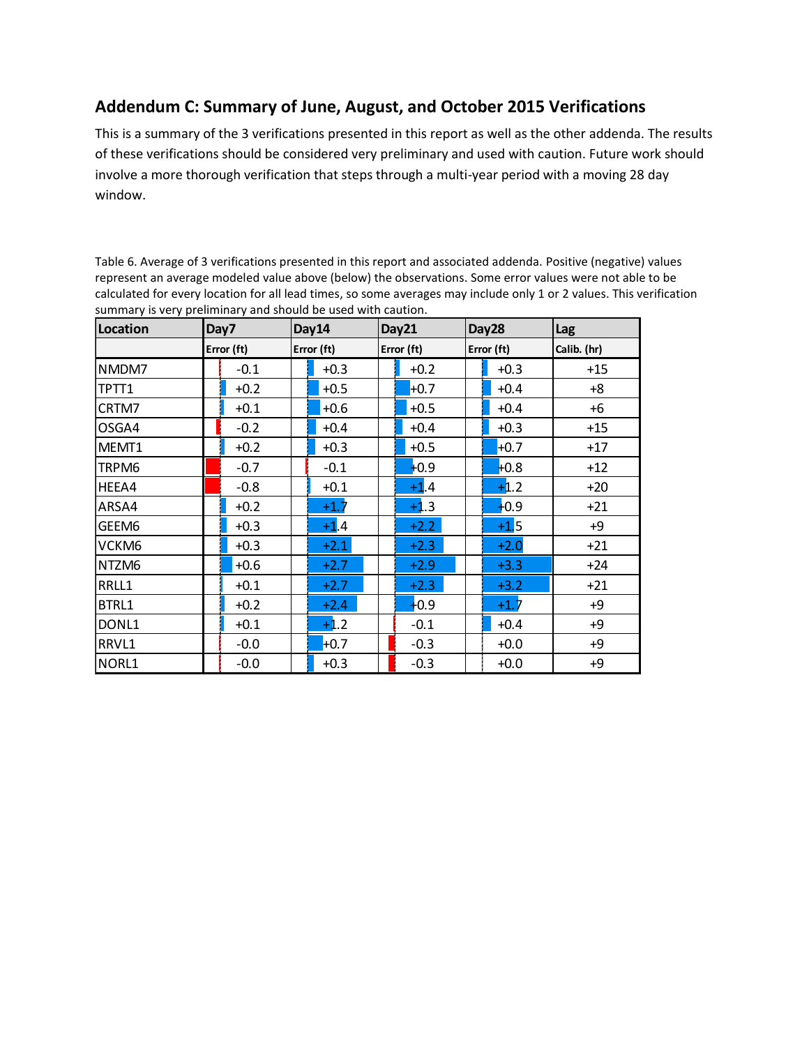## Addendum C: Summary of June, August, and October 2015 Verifications

This is a summary of the 3 verifications presented in this report as well as the other addenda. The results of these verifications should be considered very preliminary and used with caution. Future work should involve a more thorough verification that steps through a multi-year period with a moving 28 day window.

Table 6. Average of 3 verifications presented in this report and associated addenda. Positive (negative) values represent an average modeled value above (below) the observations. Some error values were not able to be calculated for every location for all lead times, so some averages may include only 1 or 2 values. This verification summary is very preliminary and should be used with caution.

| Location | Day7 | Day14 | Day21 | Day28 | Lag |
|---|---|---|---|---|---|
| | Error (ft) | Error (ft) | Error (ft) | Error (ft) | Calib. (hr) |
| NMDM7 | -0.1 | +0.3 | +0.2 | +0.3 | +15 |
| TPTT1 | +0.2 | +0.5 | +0.7 | +0.4 | +8 |
| CRTM7 | +0.1 | +0.6 | +0.5 | +0.4 | +6 |
| OSGA4 | -0.2 | +0.4 | +0.4 | +0.3 | +15 |
| MEMT1 | +0.2 | +0.3 | +0.5 | +0.7 | +17 |
| TRPM6 | -0.7 | -0.1 | +0.9 | +0.8 | +12 |
| HEEA4 | -0.8 | +0.1 | +1.4 | +1.2 | +20 |
| ARSA4 | +0.2 | +1.7 | +1.3 | +0.9 | +21 |
| GEEM6 | +0.3 | +1.4 | +2.2 | +1.5 | +9 |
| VCKM6 | +0.3 | +2.1 | +2.3 | +2.0 | +21 |
| NTZM6 | +0.6 | +2.7 | +2.9 | +3.3 | +24 |
| RRLL1 | +0.1 | +2.7 | +2.3 | +3.2 | +21 |
| BTRL1 | +0.2 | +2.4 | +0.9 | +1.7 | +9 |
| DONL1 | +0.1 | +1.2 | -0.1 | +0.4 | +9 |
| RRVL1 | -0.0 | +0.7 | -0.3 | +0.0 | +9 |
| NORL1 | -0.0 | +0.3 | -0.3 | +0.0 | +9 |